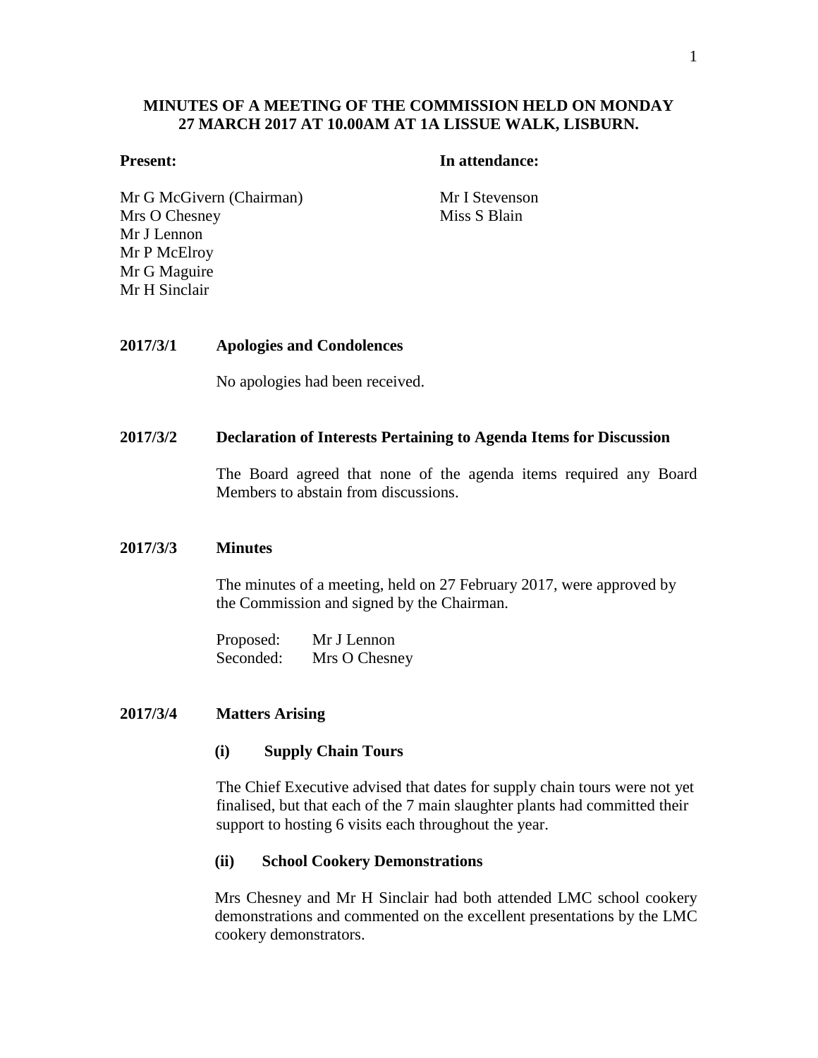**MINUTES OF A MEETING OF THE COMMISSION HELD ON MONDAY 27 MARCH 2017 AT 10.00AM AT 1A LISSUE WALK, LISBURN.**

**Present:**

Mr G McGivern (Chairman)
Mrs O Chesney
Mr J Lennon
Mr P McElroy
Mr G Maguire
Mr H Sinclair

**In attendance:**

Mr I Stevenson
Miss S Blain

**2017/3/1 Apologies and Condolences**

No apologies had been received.

**2017/3/2 Declaration of Interests Pertaining to Agenda Items for Discussion**

The Board agreed that none of the agenda items required any Board Members to abstain from discussions.

**2017/3/3 Minutes**

The minutes of a meeting, held on 27 February 2017, were approved by the Commission and signed by the Chairman.

Proposed: Mr J Lennon
Seconded: Mrs O Chesney

**2017/3/4 Matters Arising**

**(i) Supply Chain Tours**

The Chief Executive advised that dates for supply chain tours were not yet finalised, but that each of the 7 main slaughter plants had committed their support to hosting 6 visits each throughout the year.

**(ii) School Cookery Demonstrations**

Mrs Chesney and Mr H Sinclair had both attended LMC school cookery demonstrations and commented on the excellent presentations by the LMC cookery demonstrators.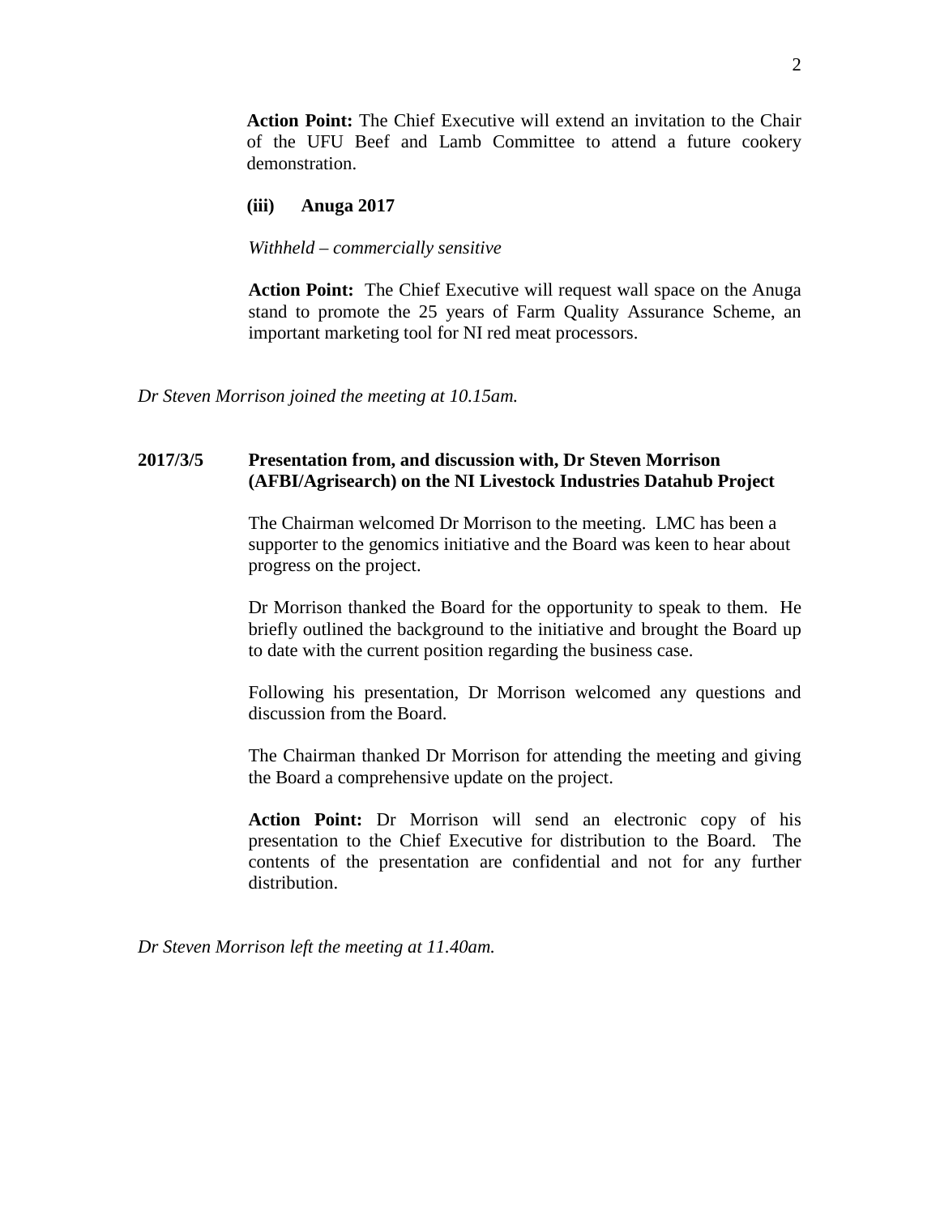**Action Point:** The Chief Executive will extend an invitation to the Chair of the UFU Beef and Lamb Committee to attend a future cookery demonstration.

**(iii) Anuga 2017**

*Withheld – commercially sensitive*

**Action Point:** The Chief Executive will request wall space on the Anuga stand to promote the 25 years of Farm Quality Assurance Scheme, an important marketing tool for NI red meat processors.

*Dr Steven Morrison joined the meeting at 10.15am.*

**2017/3/5 Presentation from, and discussion with, Dr Steven Morrison (AFBI/Agrisearch) on the NI Livestock Industries Datahub Project**

The Chairman welcomed Dr Morrison to the meeting. LMC has been a supporter to the genomics initiative and the Board was keen to hear about progress on the project.

Dr Morrison thanked the Board for the opportunity to speak to them. He briefly outlined the background to the initiative and brought the Board up to date with the current position regarding the business case.

Following his presentation, Dr Morrison welcomed any questions and discussion from the Board.

The Chairman thanked Dr Morrison for attending the meeting and giving the Board a comprehensive update on the project.

**Action Point:** Dr Morrison will send an electronic copy of his presentation to the Chief Executive for distribution to the Board. The contents of the presentation are confidential and not for any further distribution.

*Dr Steven Morrison left the meeting at 11.40am.*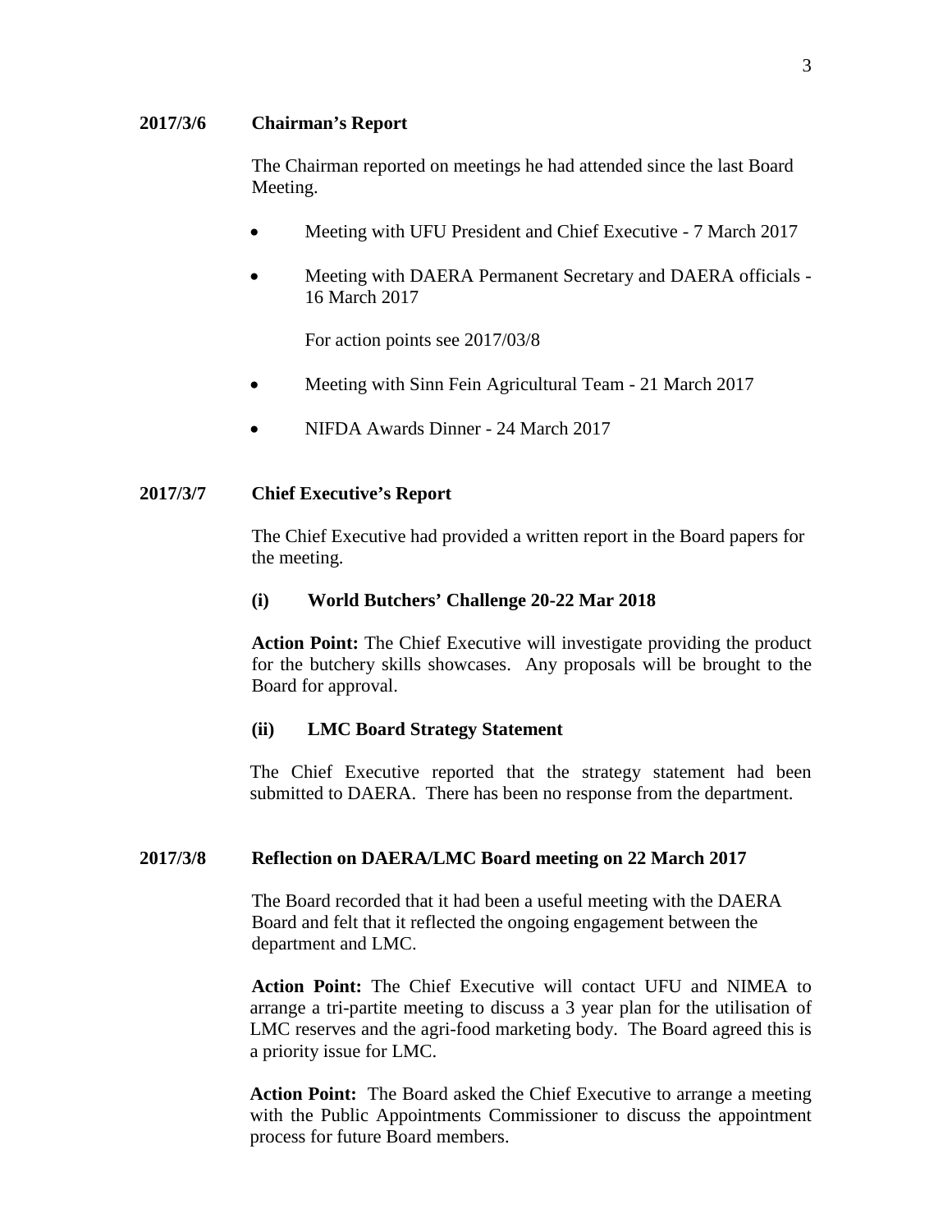**2017/3/6 Chairman's Report**

The Chairman reported on meetings he had attended since the last Board Meeting.

- Meeting with UFU President and Chief Executive - 7 March 2017
- Meeting with DAERA Permanent Secretary and DAERA officials - 16 March 2017

  For action points see 2017/03/8

- Meeting with Sinn Fein Agricultural Team - 21 March 2017
- NIFDA Awards Dinner - 24 March 2017

**2017/3/7 Chief Executive's Report**

The Chief Executive had provided a written report in the Board papers for the meeting.

**(i) World Butchers' Challenge 20-22 Mar 2018**

**Action Point:** The Chief Executive will investigate providing the product for the butchery skills showcases. Any proposals will be brought to the Board for approval.

**(ii) LMC Board Strategy Statement**

The Chief Executive reported that the strategy statement had been submitted to DAERA. There has been no response from the department.

**2017/3/8 Reflection on DAERA/LMC Board meeting on 22 March 2017**

The Board recorded that it had been a useful meeting with the DAERA Board and felt that it reflected the ongoing engagement between the department and LMC.

**Action Point:** The Chief Executive will contact UFU and NIMEA to arrange a tri-partite meeting to discuss a 3 year plan for the utilisation of LMC reserves and the agri-food marketing body. The Board agreed this is a priority issue for LMC.

**Action Point:** The Board asked the Chief Executive to arrange a meeting with the Public Appointments Commissioner to discuss the appointment process for future Board members.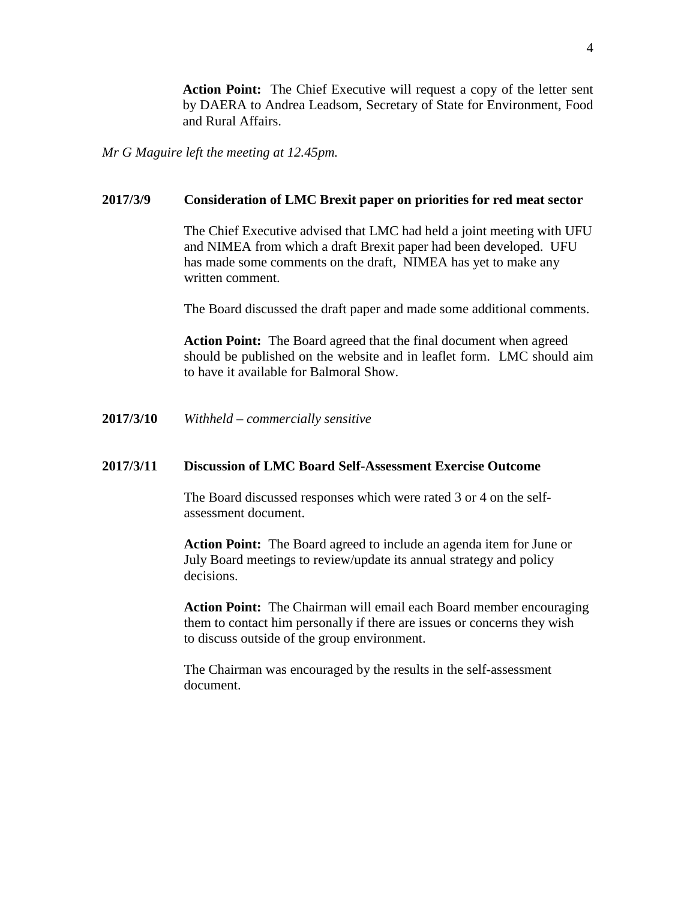**Action Point:** The Chief Executive will request a copy of the letter sent by DAERA to Andrea Leadsom, Secretary of State for Environment, Food and Rural Affairs.

*Mr G Maguire left the meeting at 12.45pm.*

**2017/3/9 Consideration of LMC Brexit paper on priorities for red meat sector**

The Chief Executive advised that LMC had held a joint meeting with UFU and NIMEA from which a draft Brexit paper had been developed. UFU has made some comments on the draft, NIMEA has yet to make any written comment.

The Board discussed the draft paper and made some additional comments.

**Action Point:** The Board agreed that the final document when agreed should be published on the website and in leaflet form. LMC should aim to have it available for Balmoral Show.

**2017/3/10** *Withheld – commercially sensitive*

**2017/3/11 Discussion of LMC Board Self-Assessment Exercise Outcome**

The Board discussed responses which were rated 3 or 4 on the self-assessment document.

**Action Point:** The Board agreed to include an agenda item for June or July Board meetings to review/update its annual strategy and policy decisions.

**Action Point:** The Chairman will email each Board member encouraging them to contact him personally if there are issues or concerns they wish to discuss outside of the group environment.

The Chairman was encouraged by the results in the self-assessment document.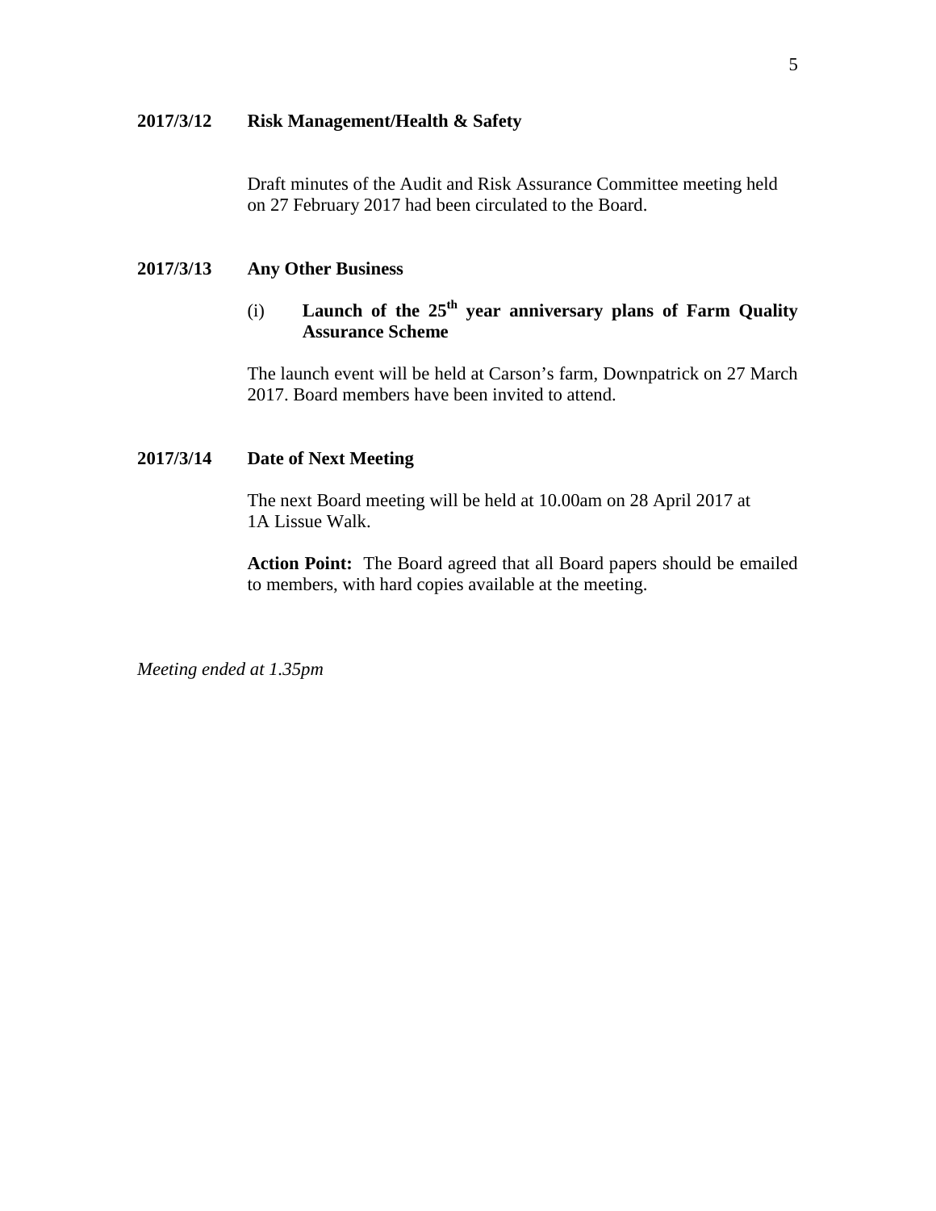**2017/3/12 Risk Management/Health & Safety**

Draft minutes of the Audit and Risk Assurance Committee meeting held on 27 February 2017 had been circulated to the Board.

**2017/3/13 Any Other Business**

(i) **Launch of the 25th year anniversary plans of Farm Quality Assurance Scheme**

The launch event will be held at Carson's farm, Downpatrick on 27 March 2017. Board members have been invited to attend.

**2017/3/14 Date of Next Meeting**

The next Board meeting will be held at 10.00am on 28 April 2017 at 1A Lissue Walk.

**Action Point:** The Board agreed that all Board papers should be emailed to members, with hard copies available at the meeting.

*Meeting ended at 1.35pm*